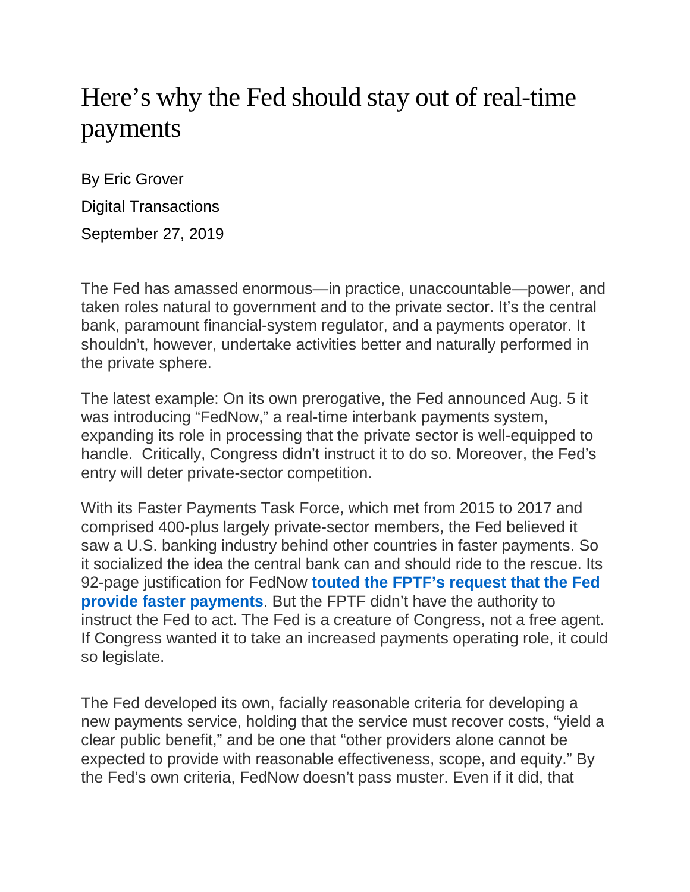# Here's why the Fed should stay out of real-time payments

By Eric Grover

Digital Transactions

September 27, 2019

The Fed has amassed enormous—in practice, unaccountable—power, and taken roles natural to government and to the private sector. It's the central bank, paramount financial-system regulator, and a payments operator. It shouldn't, however, undertake activities better and naturally performed in the private sphere.

The latest example: On its own prerogative, the Fed announced Aug. 5 it was introducing "FedNow," a real-time interbank payments system, expanding its role in processing that the private sector is well-equipped to handle. Critically, Congress didn't instruct it to do so. Moreover, the Fed's entry will deter private-sector competition.

With its Faster Payments Task Force, which met from 2015 to 2017 and comprised 400-plus largely private-sector members, the Fed believed it saw a U.S. banking industry behind other countries in faster payments. So it socialized the idea the central bank can and should ride to the rescue. Its 92-page justification for FedNow **touted the FPTF's request that the Fed provide faster payments**. But the FPTF didn't have the authority to instruct the Fed to act. The Fed is a creature of Congress, not a free agent. If Congress wanted it to take an increased payments operating role, it could so legislate.

The Fed developed its own, facially reasonable criteria for developing a new payments service, holding that the service must recover costs, "yield a clear public benefit," and be one that "other providers alone cannot be expected to provide with reasonable effectiveness, scope, and equity." By the Fed's own criteria, FedNow doesn't pass muster. Even if it did, that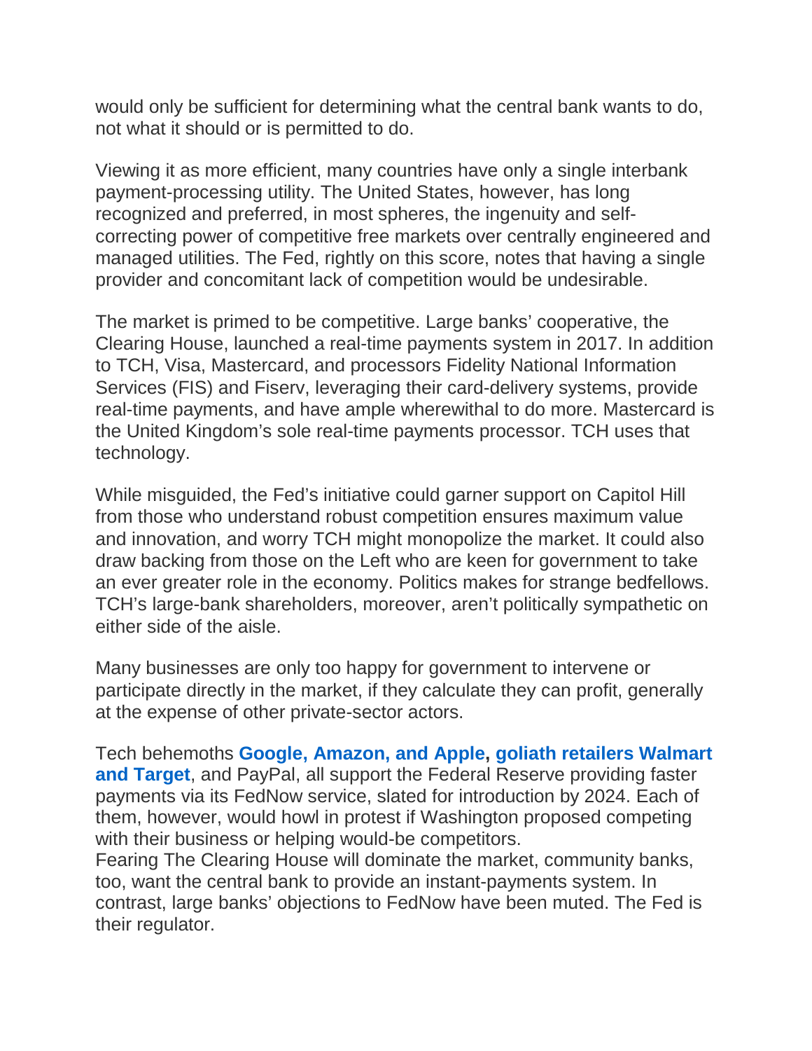would only be sufficient for determining what the central bank wants to do, not what it should or is permitted to do.

Viewing it as more efficient, many countries have only a single interbank payment-processing utility. The United States, however, has long recognized and preferred, in most spheres, the ingenuity and self-correcting power of competitive free markets over centrally engineered and managed utilities. The Fed, rightly on this score, notes that having a single provider and concomitant lack of competition would be undesirable.

The market is primed to be competitive. Large banks' cooperative, the Clearing House, launched a real-time payments system in 2017. In addition to TCH, Visa, Mastercard, and processors Fidelity National Information Services (FIS) and Fiserv, leveraging their card-delivery systems, provide real-time payments, and have ample wherewithal to do more. Mastercard is the United Kingdom's sole real-time payments processor. TCH uses that technology.

While misguided, the Fed's initiative could garner support on Capitol Hill from those who understand robust competition ensures maximum value and innovation, and worry TCH might monopolize the market. It could also draw backing from those on the Left who are keen for government to take an ever greater role in the economy. Politics makes for strange bedfellows. TCH's large-bank shareholders, moreover, aren't politically sympathetic on either side of the aisle.

Many businesses are only too happy for government to intervene or participate directly in the market, if they calculate they can profit, generally at the expense of other private-sector actors.

Tech behemoths **Google, Amazon, and Apple**, **goliath retailers Walmart and Target**, and PayPal, all support the Federal Reserve providing faster payments via its FedNow service, slated for introduction by 2024. Each of them, however, would howl in protest if Washington proposed competing with their business or helping would-be competitors.

Fearing The Clearing House will dominate the market, community banks, too, want the central bank to provide an instant-payments system. In contrast, large banks' objections to FedNow have been muted. The Fed is their regulator.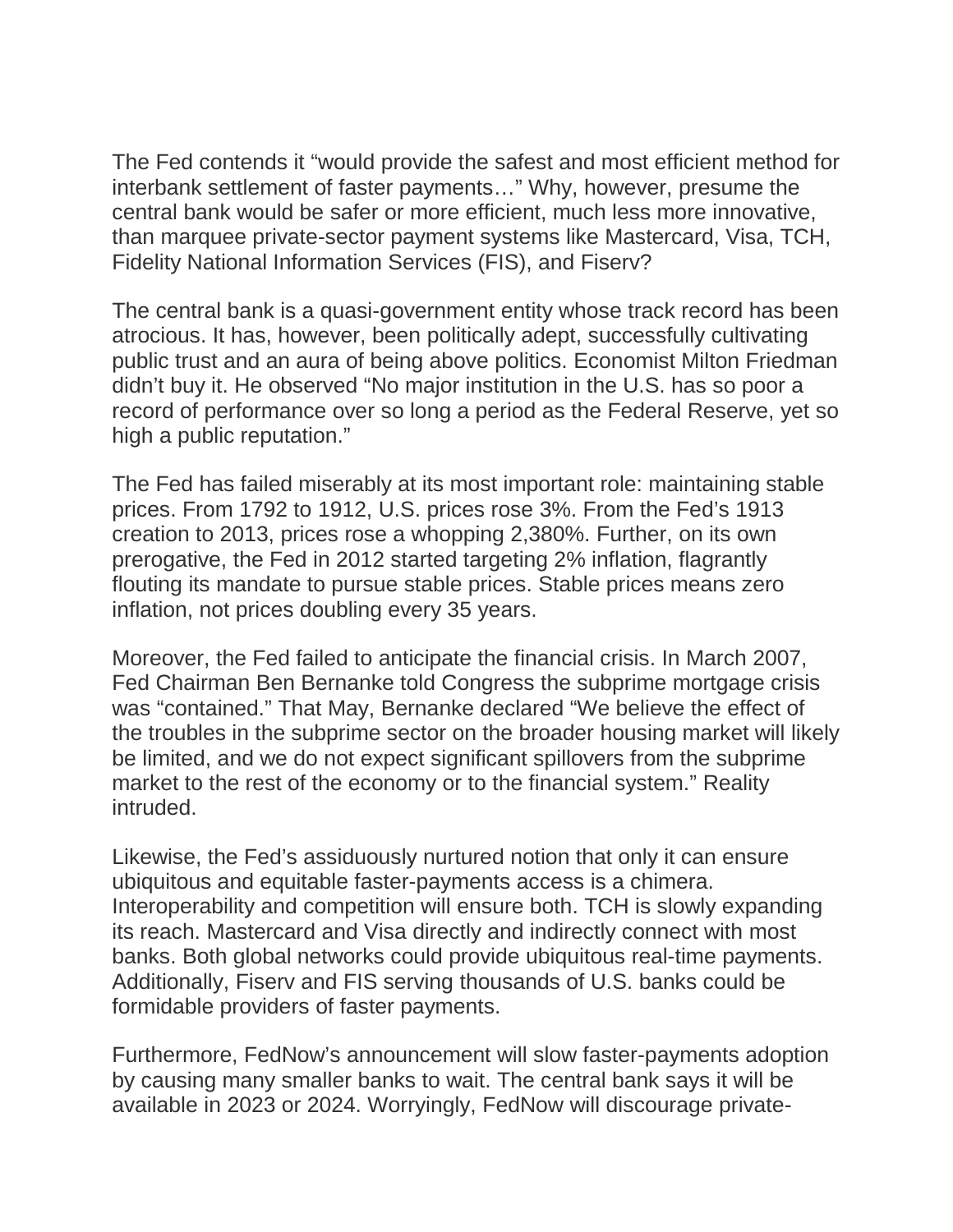The Fed contends it "would provide the safest and most efficient method for interbank settlement of faster payments…" Why, however, presume the central bank would be safer or more efficient, much less more innovative, than marquee private-sector payment systems like Mastercard, Visa, TCH, Fidelity National Information Services (FIS), and Fiserv?

The central bank is a quasi-government entity whose track record has been atrocious. It has, however, been politically adept, successfully cultivating public trust and an aura of being above politics. Economist Milton Friedman didn't buy it. He observed "No major institution in the U.S. has so poor a record of performance over so long a period as the Federal Reserve, yet so high a public reputation."

The Fed has failed miserably at its most important role: maintaining stable prices. From 1792 to 1912, U.S. prices rose 3%. From the Fed's 1913 creation to 2013, prices rose a whopping 2,380%. Further, on its own prerogative, the Fed in 2012 started targeting 2% inflation, flagrantly flouting its mandate to pursue stable prices. Stable prices means zero inflation, not prices doubling every 35 years.

Moreover, the Fed failed to anticipate the financial crisis. In March 2007, Fed Chairman Ben Bernanke told Congress the subprime mortgage crisis was "contained." That May, Bernanke declared "We believe the effect of the troubles in the subprime sector on the broader housing market will likely be limited, and we do not expect significant spillovers from the subprime market to the rest of the economy or to the financial system." Reality intruded.

Likewise, the Fed's assiduously nurtured notion that only it can ensure ubiquitous and equitable faster-payments access is a chimera. Interoperability and competition will ensure both. TCH is slowly expanding its reach. Mastercard and Visa directly and indirectly connect with most banks. Both global networks could provide ubiquitous real-time payments. Additionally, Fiserv and FIS serving thousands of U.S. banks could be formidable providers of faster payments.

Furthermore, FedNow's announcement will slow faster-payments adoption by causing many smaller banks to wait. The central bank says it will be available in 2023 or 2024. Worryingly, FedNow will discourage private-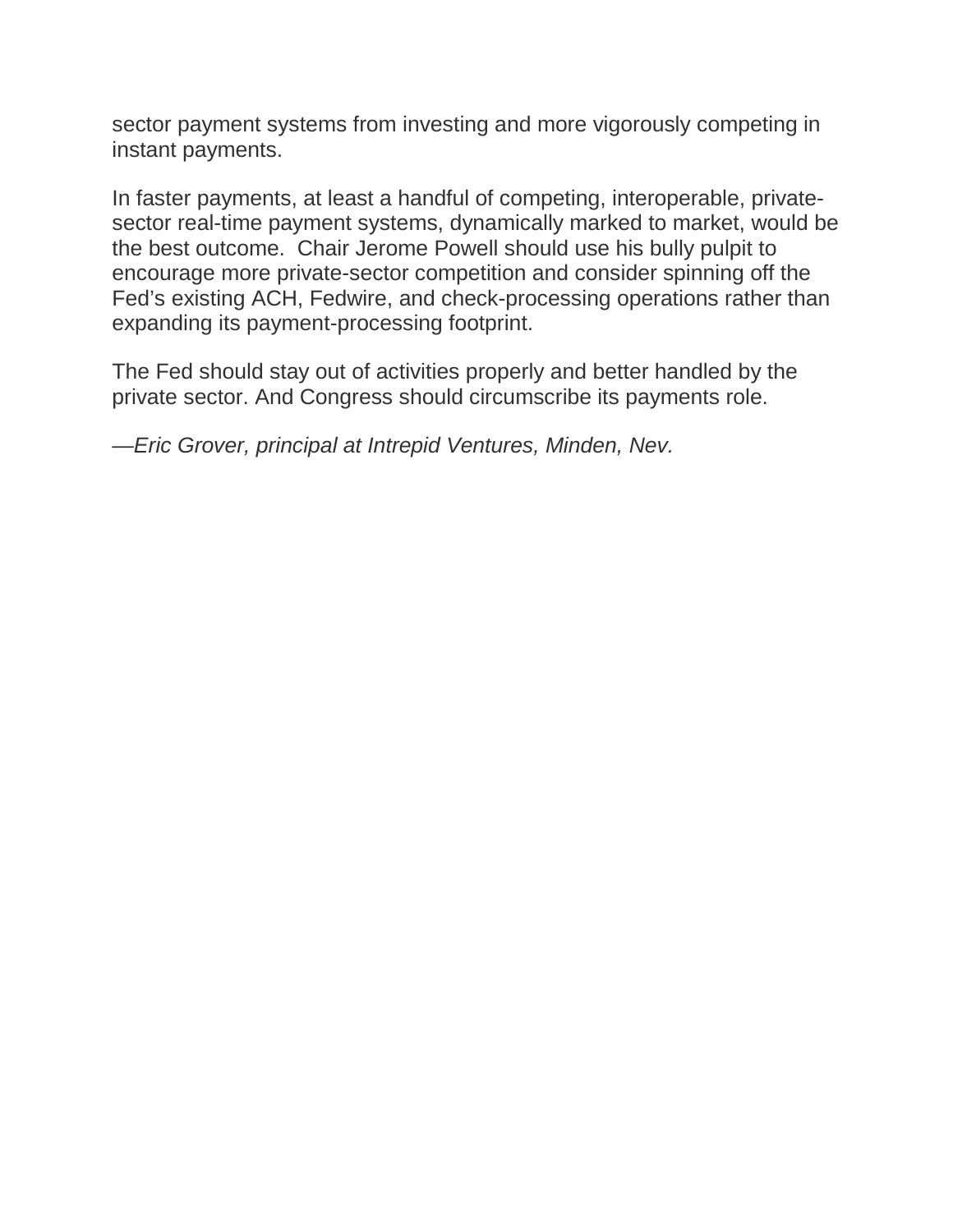sector payment systems from investing and more vigorously competing in instant payments.

In faster payments, at least a handful of competing, interoperable, private-sector real-time payment systems, dynamically marked to market, would be the best outcome. Chair Jerome Powell should use his bully pulpit to encourage more private-sector competition and consider spinning off the Fed's existing ACH, Fedwire, and check-processing operations rather than expanding its payment-processing footprint.

The Fed should stay out of activities properly and better handled by the private sector. And Congress should circumscribe its payments role.

*—Eric Grover, principal at Intrepid Ventures, Minden, Nev.*